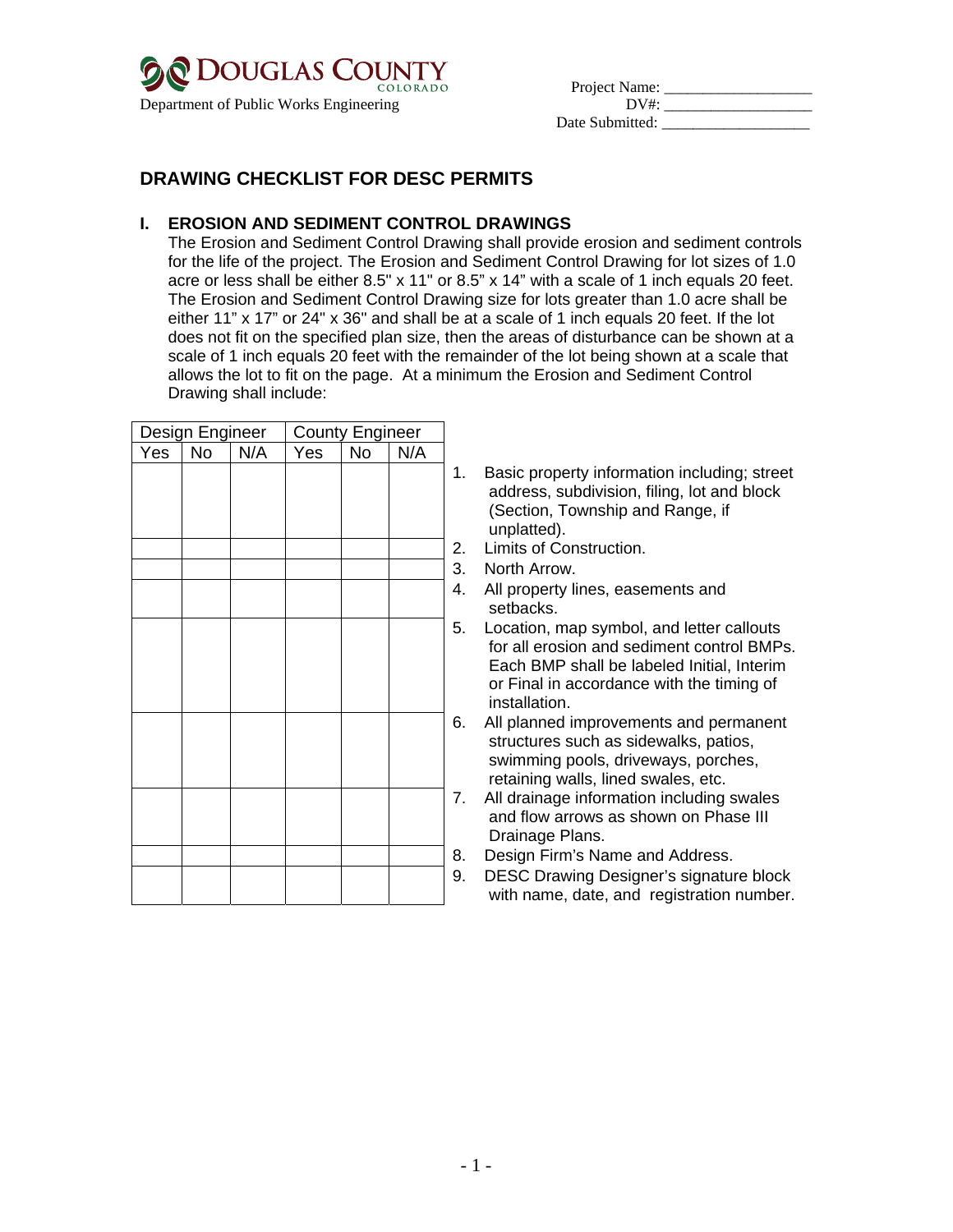Douglas County Colorado
Department of Public Works Engineering

Project Name: ___________________
DV#: ___________________
Date Submitted: ___________________

## DRAWING CHECKLIST FOR DESC PERMITS

### I. EROSION AND SEDIMENT CONTROL DRAWINGS

The Erosion and Sediment Control Drawing shall provide erosion and sediment controls for the life of the project. The Erosion and Sediment Control Drawing for lot sizes of 1.0 acre or less shall be either 8.5" x 11" or 8.5" x 14" with a scale of 1 inch equals 20 feet. The Erosion and Sediment Control Drawing size for lots greater than 1.0 acre shall be either 11" x 17" or 24" x 36" and shall be at a scale of 1 inch equals 20 feet. If the lot does not fit on the specified plan size, then the areas of disturbance can be shown at a scale of 1 inch equals 20 feet with the remainder of the lot being shown at a scale that allows the lot to fit on the page. At a minimum the Erosion and Sediment Control Drawing shall include:

| Design Engineer | | | County Engineer | | | |
|---|---|---|---|---|---|---|
| Yes | No | N/A | Yes | No | N/A | |
| | | | | | | 1. Basic property information including; street address, subdivision, filing, lot and block (Section, Township and Range, if unplatted). |
| | | | | | | 2. Limits of Construction. |
| | | | | | | 3. North Arrow. |
| | | | | | | 4. All property lines, easements and setbacks. |
| | | | | | | 5. Location, map symbol, and letter callouts for all erosion and sediment control BMPs. Each BMP shall be labeled Initial, Interim or Final in accordance with the timing of installation. |
| | | | | | | 6. All planned improvements and permanent structures such as sidewalks, patios, swimming pools, driveways, porches, retaining walls, lined swales, etc. |
| | | | | | | 7. All drainage information including swales and flow arrows as shown on Phase III Drainage Plans. |
| | | | | | | 8. Design Firm's Name and Address. |
| | | | | | | 9. DESC Drawing Designer's signature block with name, date, and registration number. |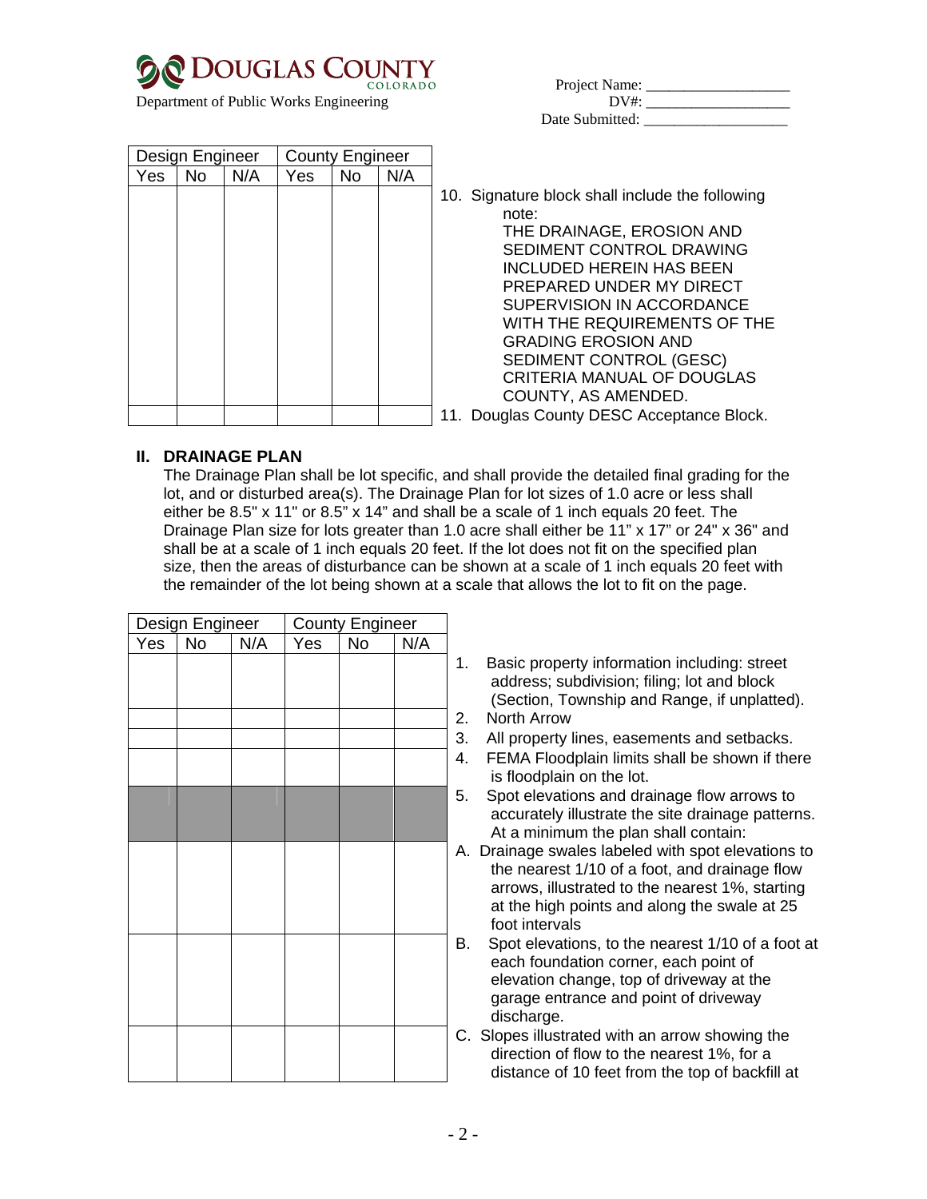# DOUGLAS COUNTY
COLORADO

Department of Public Works Engineering

Project Name: ___________________
DV#: ___________________
Date Submitted: ___________________

| Design Engineer | | | County Engineer | | | |
|---|---|---|---|---|---|---|
| Yes | No | N/A | Yes | No | N/A | |
| | | | | | | 10. Signature block shall include the following note: THE DRAINAGE, EROSION AND SEDIMENT CONTROL DRAWING INCLUDED HEREIN HAS BEEN PREPARED UNDER MY DIRECT SUPERVISION IN ACCORDANCE WITH THE REQUIREMENTS OF THE GRADING EROSION AND SEDIMENT CONTROL (GESC) CRITERIA MANUAL OF DOUGLAS COUNTY, AS AMENDED. |
| | | | | | | 11. Douglas County DESC Acceptance Block. |

## II. DRAINAGE PLAN

The Drainage Plan shall be lot specific, and shall provide the detailed final grading for the lot, and or disturbed area(s). The Drainage Plan for lot sizes of 1.0 acre or less shall either be 8.5" x 11" or 8.5" x 14" and shall be a scale of 1 inch equals 20 feet. The Drainage Plan size for lots greater than 1.0 acre shall either be 11" x 17" or 24" x 36" and shall be at a scale of 1 inch equals 20 feet. If the lot does not fit on the specified plan size, then the areas of disturbance can be shown at a scale of 1 inch equals 20 feet with the remainder of the lot being shown at a scale that allows the lot to fit on the page.

| Design Engineer | | | County Engineer | | | |
|---|---|---|---|---|---|---|
| Yes | No | N/A | Yes | No | N/A | |
| | | | | | | 1. Basic property information including: street address; subdivision; filing; lot and block (Section, Township and Range, if unplatted). |
| | | | | | | 2. North Arrow |
| | | | | | | 3. All property lines, easements and setbacks. |
| | | | | | | 4. FEMA Floodplain limits shall be shown if there is floodplain on the lot. |
| | | | | | | 5. Spot elevations and drainage flow arrows to accurately illustrate the site drainage patterns. At a minimum the plan shall contain: |
| | | | | | | A. Drainage swales labeled with spot elevations to the nearest 1/10 of a foot, and drainage flow arrows, illustrated to the nearest 1%, starting at the high points and along the swale at 25 foot intervals |
| | | | | | | B. Spot elevations, to the nearest 1/10 of a foot at each foundation corner, each point of elevation change, top of driveway at the garage entrance and point of driveway discharge. |
| | | | | | | C. Slopes illustrated with an arrow showing the direction of flow to the nearest 1%, for a distance of 10 feet from the top of backfill at |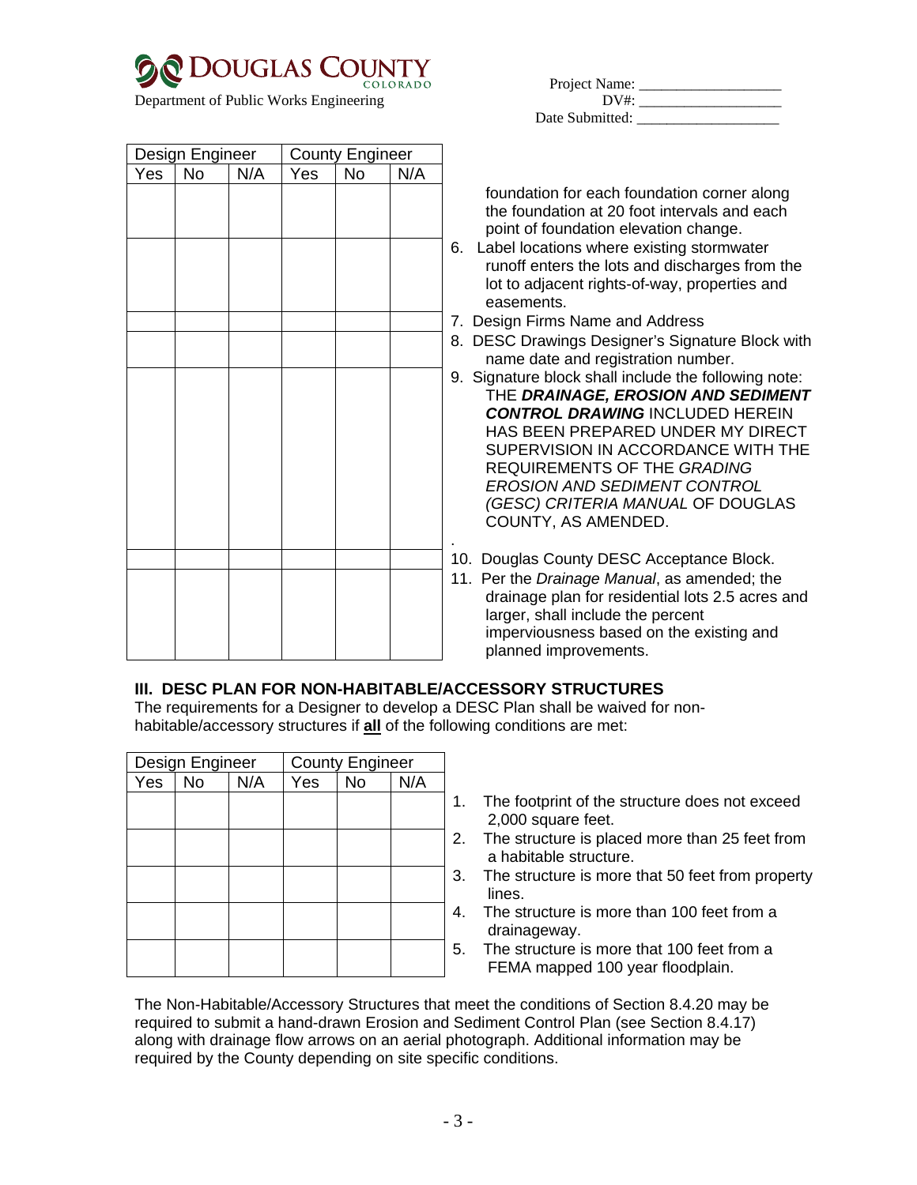**DOUGLAS COUNTY** COLORADO
Department of Public Works Engineering

Project Name: ___________________
DV#: ___________________
Date Submitted: ___________________

| Design Engineer | | | County Engineer | | | |
|---|---|---|---|---|---|---|
| Yes | No | N/A | Yes | No | N/A | |
| | | | | | | foundation for each foundation corner along the foundation at 20 foot intervals and each point of foundation elevation change. |
| | | | | | | 6. Label locations where existing stormwater runoff enters the lots and discharges from the lot to adjacent rights-of-way, properties and easements. |
| | | | | | | 7. Design Firms Name and Address |
| | | | | | | 8. DESC Drawings Designer's Signature Block with name date and registration number. |
| | | | | | | 9. Signature block shall include the following note: THE ***DRAINAGE, EROSION AND SEDIMENT CONTROL DRAWING*** INCLUDED HEREIN HAS BEEN PREPARED UNDER MY DIRECT SUPERVISION IN ACCORDANCE WITH THE REQUIREMENTS OF THE *GRADING EROSION AND SEDIMENT CONTROL (GESC) CRITERIA MANUAL* OF DOUGLAS COUNTY, AS AMENDED. . |
| | | | | | | 10. Douglas County DESC Acceptance Block. |
| | | | | | | 11. Per the *Drainage Manual*, as amended; the drainage plan for residential lots 2.5 acres and larger, shall include the percent imperviousness based on the existing and planned improvements. |

### III. DESC PLAN FOR NON-HABITABLE/ACCESSORY STRUCTURES

The requirements for a Designer to develop a DESC Plan shall be waived for non-habitable/accessory structures if **all** of the following conditions are met:

| Design Engineer | | | County Engineer | | | |
|---|---|---|---|---|---|---|
| Yes | No | N/A | Yes | No | N/A | |
| | | | | | | 1. The footprint of the structure does not exceed 2,000 square feet. |
| | | | | | | 2. The structure is placed more than 25 feet from a habitable structure. |
| | | | | | | 3. The structure is more that 50 feet from property lines. |
| | | | | | | 4. The structure is more than 100 feet from a drainageway. |
| | | | | | | 5. The structure is more that 100 feet from a FEMA mapped 100 year floodplain. |

The Non-Habitable/Accessory Structures that meet the conditions of Section 8.4.20 may be required to submit a hand-drawn Erosion and Sediment Control Plan (see Section 8.4.17) along with drainage flow arrows on an aerial photograph. Additional information may be required by the County depending on site specific conditions.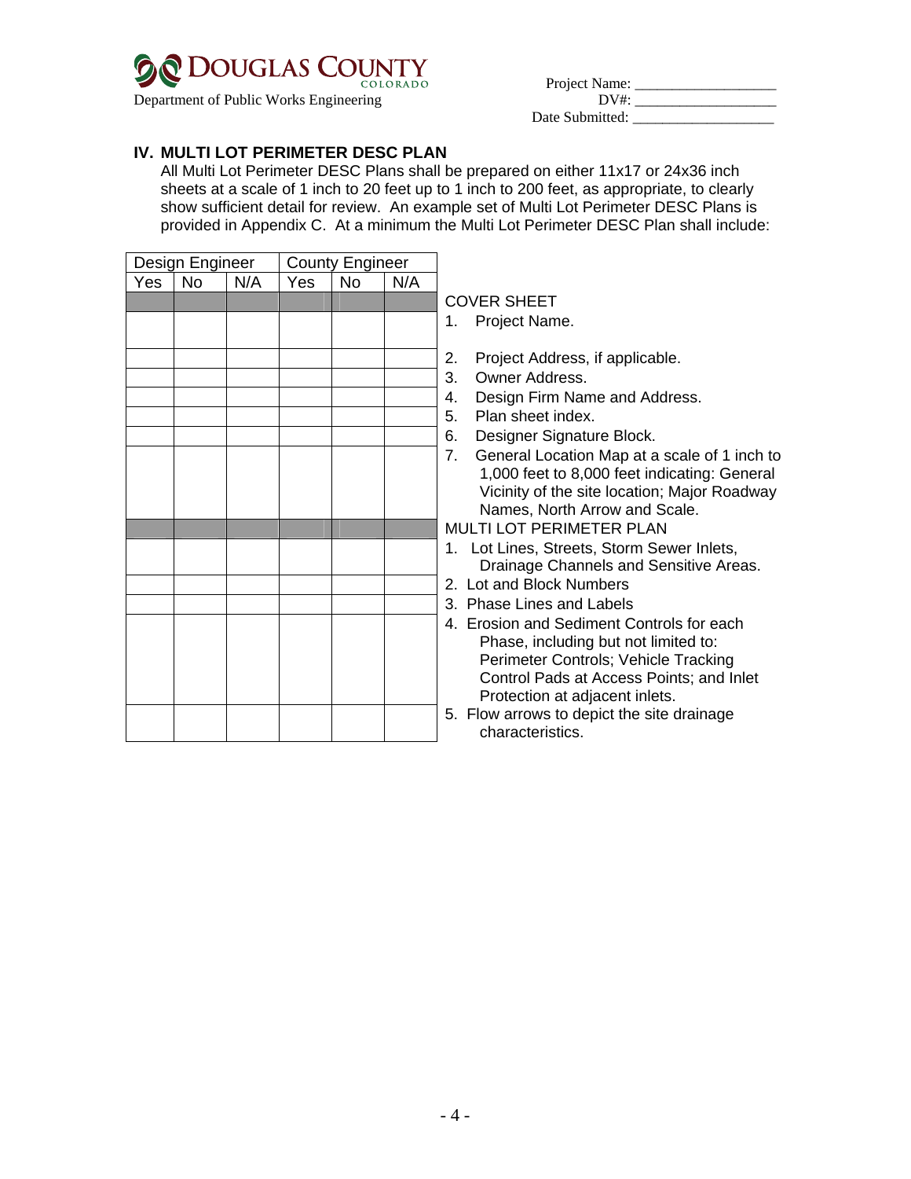DOUGLAS COUNTY COLORADO

Department of Public Works Engineering

Project Name: ___________________

DV#: ___________________

Date Submitted: ___________________

## IV. MULTI LOT PERIMETER DESC PLAN

All Multi Lot Perimeter DESC Plans shall be prepared on either 11x17 or 24x36 inch sheets at a scale of 1 inch to 20 feet up to 1 inch to 200 feet, as appropriate, to clearly show sufficient detail for review. An example set of Multi Lot Perimeter DESC Plans is provided in Appendix C. At a minimum the Multi Lot Perimeter DESC Plan shall include:

| Design Engineer | | | County Engineer | | | |
|---|---|---|---|---|---|---|
| Yes | No | N/A | Yes | No | N/A | |
| | | | | | | COVER SHEET |
| | | | | | | 1. Project Name. |
| | | | | | | 2. Project Address, if applicable. |
| | | | | | | 3. Owner Address. |
| | | | | | | 4. Design Firm Name and Address. |
| | | | | | | 5. Plan sheet index. |
| | | | | | | 6. Designer Signature Block. |
| | | | | | | 7. General Location Map at a scale of 1 inch to 1,000 feet to 8,000 feet indicating: General Vicinity of the site location; Major Roadway Names, North Arrow and Scale. |
| | | | | | | MULTI LOT PERIMETER PLAN |
| | | | | | | 1. Lot Lines, Streets, Storm Sewer Inlets, Drainage Channels and Sensitive Areas. |
| | | | | | | 2. Lot and Block Numbers |
| | | | | | | 3. Phase Lines and Labels |
| | | | | | | 4. Erosion and Sediment Controls for each Phase, including but not limited to: Perimeter Controls; Vehicle Tracking Control Pads at Access Points; and Inlet Protection at adjacent inlets. |
| | | | | | | 5. Flow arrows to depict the site drainage characteristics. |